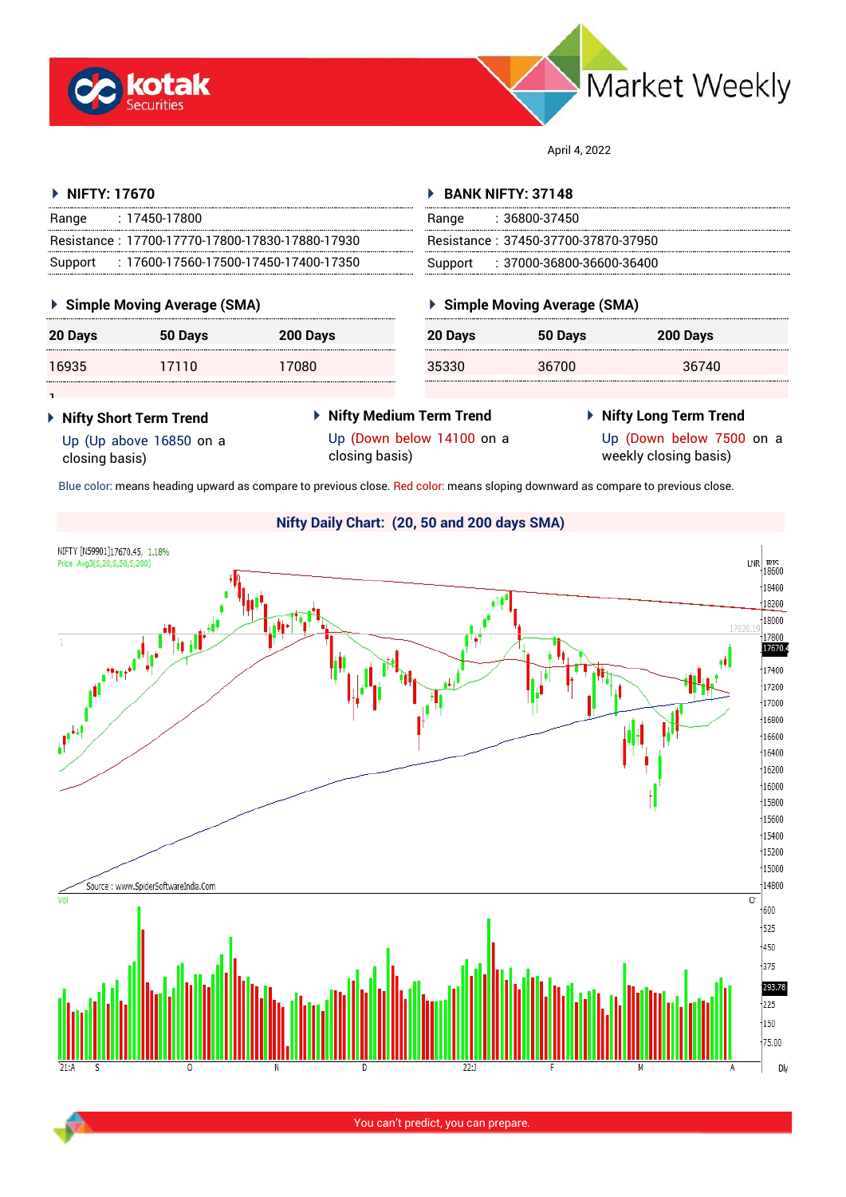# kotak Securities — Market Weekly

April 4, 2022

## NIFTY: 17670

| | |
|---|---|
| Range | : 17450-17800 |
| Resistance | : 17700-17770-17800-17830-17880-17930 |
| Support | : 17600-17560-17500-17450-17400-17350 |

### Simple Moving Average (SMA)

| 20 Days | 50 Days | 200 Days |
|---|---|---|
| 16935 | 17110 | 17080 |

## BANK NIFTY: 37148

| | |
|---|---|
| Range | : 36800-37450 |
| Resistance | : 37450-37700-37870-37950 |
| Support | : 37000-36800-36600-36400 |

### Simple Moving Average (SMA)

| 20 Days | 50 Days | 200 Days |
|---|---|---|
| 35330 | 36700 | 36740 |

### Nifty Short Term Trend

Up (Up above 16850 on a closing basis)

### Nifty Medium Term Trend

Up (Down below 14100 on a closing basis)

### Nifty Long Term Trend

Up (Down below 7500 on a weekly closing basis)

Blue color: means heading upward as compare to previous close. Red color: means sloping downward as compare to previous close.

### Nifty Daily Chart: (20, 50 and 200 days SMA)

You can't predict, you can prepare.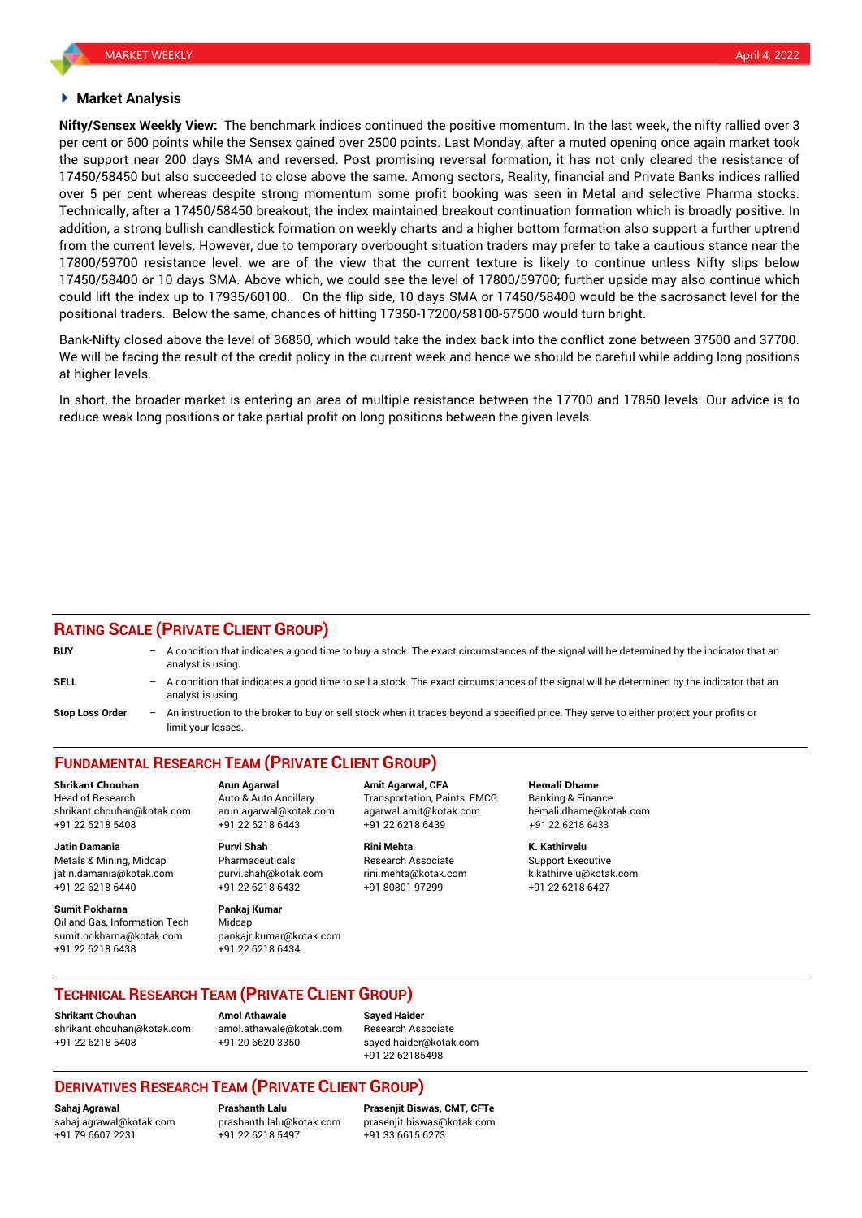## Market Analysis

**Nifty/Sensex Weekly View:** The benchmark indices continued the positive momentum. In the last week, the nifty rallied over 3 per cent or 600 points while the Sensex gained over 2500 points. Last Monday, after a muted opening once again market took the support near 200 days SMA and reversed. Post promising reversal formation, it has not only cleared the resistance of 17450/58450 but also succeeded to close above the same. Among sectors, Reality, financial and Private Banks indices rallied over 5 per cent whereas despite strong momentum some profit booking was seen in Metal and selective Pharma stocks. Technically, after a 17450/58450 breakout, the index maintained breakout continuation formation which is broadly positive. In addition, a strong bullish candlestick formation on weekly charts and a higher bottom formation also support a further uptrend from the current levels. However, due to temporary overbought situation traders may prefer to take a cautious stance near the 17800/59700 resistance level. we are of the view that the current texture is likely to continue unless Nifty slips below 17450/58400 or 10 days SMA. Above which, we could see the level of 17800/59700; further upside may also continue which could lift the index up to 17935/60100. On the flip side, 10 days SMA or 17450/58400 would be the sacrosanct level for the positional traders. Below the same, chances of hitting 17350-17200/58100-57500 would turn bright.

Bank-Nifty closed above the level of 36850, which would take the index back into the conflict zone between 37500 and 37700. We will be facing the result of the credit policy in the current week and hence we should be careful while adding long positions at higher levels.

In short, the broader market is entering an area of multiple resistance between the 17700 and 17850 levels. Our advice is to reduce weak long positions or take partial profit on long positions between the given levels.

## Rating Scale (Private Client Group)

**BUY** – A condition that indicates a good time to buy a stock. The exact circumstances of the signal will be determined by the indicator that an analyst is using.

**SELL** – A condition that indicates a good time to sell a stock. The exact circumstances of the signal will be determined by the indicator that an analyst is using.

**Stop Loss Order** – An instruction to the broker to buy or sell stock when it trades beyond a specified price. They serve to either protect your profits or limit your losses.

## Fundamental Research Team (Private Client Group)

**Shrikant Chouhan**
Head of Research
shrikant.chouhan@kotak.com
+91 22 6218 5408

**Arun Agarwal**
Auto & Auto Ancillary
arun.agarwal@kotak.com
+91 22 6218 6443

**Amit Agarwal, CFA**
Transportation, Paints, FMCG
agarwal.amit@kotak.com
+91 22 6218 6439

**Hemali Dhame**
Banking & Finance
hemali.dhame@kotak.com
+91 22 6218 6433

**Jatin Damania**
Metals & Mining, Midcap
jatin.damania@kotak.com
+91 22 6218 6440

**Purvi Shah**
Pharmaceuticals
purvi.shah@kotak.com
+91 22 6218 6432

**Rini Mehta**
Research Associate
rini.mehta@kotak.com
+91 80801 97299

**K. Kathirvelu**
Support Executive
k.kathirvelu@kotak.com
+91 22 6218 6427

**Sumit Pokharna**
Oil and Gas, Information Tech
sumit.pokharna@kotak.com
+91 22 6218 6438

**Pankaj Kumar**
Midcap
pankajr.kumar@kotak.com
+91 22 6218 6434

## Technical Research Team (Private Client Group)

**Shrikant Chouhan**
shrikant.chouhan@kotak.com
+91 22 6218 5408

**Amol Athawale**
amol.athawale@kotak.com
+91 20 6620 3350

**Sayed Haider**
Research Associate
sayed.haider@kotak.com
+91 22 62185498

## Derivatives Research Team (Private Client Group)

**Sahaj Agrawal**
sahaj.agrawal@kotak.com
+91 79 6607 2231

**Prashanth Lalu**
prashanth.lalu@kotak.com
+91 22 6218 5497

**Prasenjit Biswas, CMT, CFTe**
prasenjit.biswas@kotak.com
+91 33 6615 6273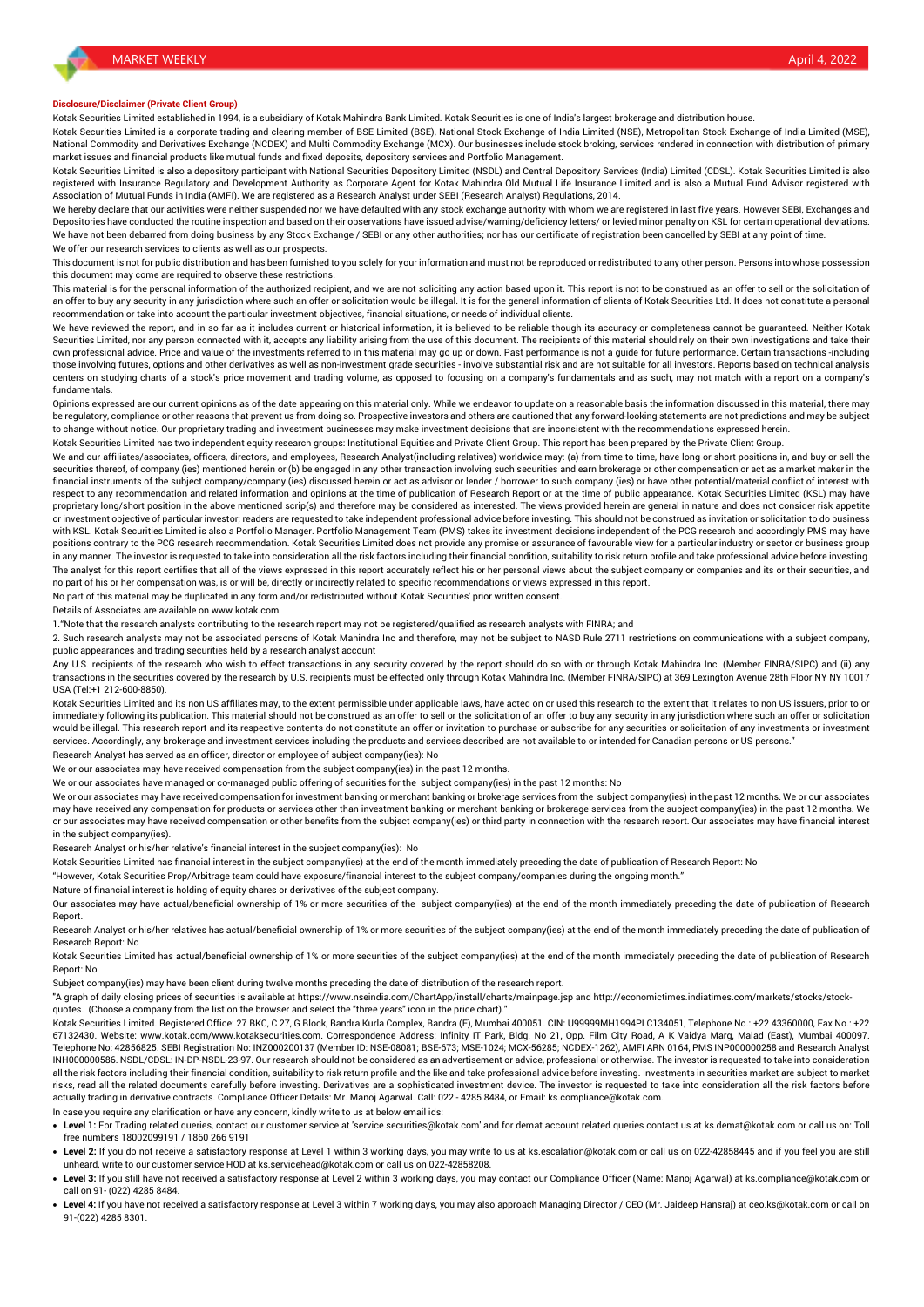**Disclosure/Disclaimer (Private Client Group)**

Kotak Securities Limited established in 1994, is a subsidiary of Kotak Mahindra Bank Limited. Kotak Securities is one of India's largest brokerage and distribution house.

Kotak Securities Limited is a corporate trading and clearing member of BSE Limited (BSE), National Stock Exchange of India Limited (NSE), Metropolitan Stock Exchange of India Limited (MSE), National Commodity and Derivatives Exchange (NCDEX) and Multi Commodity Exchange (MCX). Our businesses include stock broking, services rendered in connection with distribution of primary market issues and financial products like mutual funds and fixed deposits, depository services and Portfolio Management.

Kotak Securities Limited is also a depository participant with National Securities Depository Limited (NSDL) and Central Depository Services (India) Limited (CDSL). Kotak Securities Limited is also registered with Insurance Regulatory and Development Authority as Corporate Agent for Kotak Mahindra Old Mutual Life Insurance Limited and is also a Mutual Fund Advisor registered with Association of Mutual Funds in India (AMFI). We are registered as a Research Analyst under SEBI (Research Analyst) Regulations, 2014.

We hereby declare that our activities were neither suspended nor we have defaulted with any stock exchange authority with whom we are registered in last five years. However SEBI, Exchanges and Depositories have conducted the routine inspection and based on their observations have issued advise/warning/deficiency letters/ or levied minor penalty on KSL for certain operational deviations. We have not been debarred from doing business by any Stock Exchange / SEBI or any other authorities; nor has our certificate of registration been cancelled by SEBI at any point of time.

We offer our research services to clients as well as our prospects.

This document is not for public distribution and has been furnished to you solely for your information and must not be reproduced or redistributed to any other person. Persons into whose possession this document may come are required to observe these restrictions.

This material is for the personal information of the authorized recipient, and we are not soliciting any action based upon it. This report is not to be construed as an offer to sell or the solicitation of an offer to buy any security in any jurisdiction where such an offer or solicitation would be illegal. It is for the general information of clients of Kotak Securities Ltd. It does not constitute a personal recommendation or take into account the particular investment objectives, financial situations, or needs of individual clients.

We have reviewed the report, and in so far as it includes current or historical information, it is believed to be reliable though its accuracy or completeness cannot be guaranteed. Neither Kotak Securities Limited, nor any person connected with it, accepts any liability arising from the use of this document. The recipients of this material should rely on their own investigations and take their own professional advice. Price and value of the investments referred to in this material may go up or down. Past performance is not a guide for future performance. Certain transactions -including those involving futures, options and other derivatives as well as non-investment grade securities - involve substantial risk and are not suitable for all investors. Reports based on technical analysis centers on studying charts of a stock's price movement and trading volume, as opposed to focusing on a company's fundamentals and as such, may not match with a report on a company's fundamentals.

Opinions expressed are our current opinions as of the date appearing on this material only. While we endeavor to update on a reasonable basis the information discussed in this material, there may be regulatory, compliance or other reasons that prevent us from doing so. Prospective investors and others are cautioned that any forward-looking statements are not predictions and may be subject to change without notice. Our proprietary trading and investment businesses may make investment decisions that are inconsistent with the recommendations expressed herein.

Kotak Securities Limited has two independent equity research groups: Institutional Equities and Private Client Group. This report has been prepared by the Private Client Group.

We and our affiliates/associates, officers, directors, and employees, Research Analyst(including relatives) worldwide may: (a) from time to time, have long or short positions in, and buy or sell the securities thereof, of company (ies) mentioned herein or (b) be engaged in any other transaction involving such securities and earn brokerage or other compensation or act as a market maker in the financial instruments of the subject company/company (ies) discussed herein or act as advisor or lender / borrower to such company (ies) or have other potential/material conflict of interest with respect to any recommendation and related information and opinions at the time of publication of Research Report or at the time of public appearance. Kotak Securities Limited (KSL) may have proprietary long/short position in the above mentioned scrip(s) and therefore may be considered as interested. The views provided herein are general in nature and does not consider risk appetite or investment objective of particular investor; readers are requested to take independent professional advice before investing. This should not be construed as invitation or solicitation to do business with KSL. Kotak Securities Limited is also a Portfolio Manager. Portfolio Management Team (PMS) takes its investment decisions independent of the PCG research and accordingly PMS may have positions contrary to the PCG research recommendation. Kotak Securities Limited does not provide any promise or assurance of favourable view for a particular industry or sector or business group in any manner. The investor is requested to take into consideration all the risk factors including their financial condition, suitability to risk return profile and take professional advice before investing.

The analyst for this report certifies that all of the views expressed in this report accurately reflect his or her personal views about the subject company or companies and its or their securities, and no part of his or her compensation was, is or will be, directly or indirectly related to specific recommendations or views expressed in this report.

No part of this material may be duplicated in any form and/or redistributed without Kotak Securities' prior written consent.

Details of Associates are available on www.kotak.com

1."Note that the research analysts contributing to the research report may not be registered/qualified as research analysts with FINRA; and

2. Such research analysts may not be associated persons of Kotak Mahindra Inc and therefore, may not be subject to NASD Rule 2711 restrictions on communications with a subject company, public appearances and trading securities held by a research analyst account

Any U.S. recipients of the research who wish to effect transactions in any security covered by the report should do so with or through Kotak Mahindra Inc. (Member FINRA/SIPC) and (ii) any transactions in the securities covered by the research by U.S. recipients must be effected only through Kotak Mahindra Inc. (Member FINRA/SIPC) at 369 Lexington Avenue 28th Floor NY NY 10017 USA (Tel:+1 212-600-8850).

Kotak Securities Limited and its non US affiliates may, to the extent permissible under applicable laws, have acted on or used this research to the extent that it relates to non US issuers, prior to or immediately following its publication. This material should not be construed as an offer to sell or the solicitation of an offer to buy any security in any jurisdiction where such an offer or solicitation would be illegal. This research report and its respective contents do not constitute an offer or invitation to purchase or subscribe for any securities or solicitation of any investments or investment services. Accordingly, any brokerage and investment services including the products and services described are not available to or intended for Canadian persons or US persons."

Research Analyst has served as an officer, director or employee of subject company(ies): No

We or our associates may have received compensation from the subject company(ies) in the past 12 months.

We or our associates have managed or co-managed public offering of securities for the subject company(ies) in the past 12 months: No

We or our associates may have received compensation for investment banking or merchant banking or brokerage services from the subject company(ies) in the past 12 months. We or our associates may have received any compensation for products or services other than investment banking or merchant banking or brokerage services from the subject company(ies) in the past 12 months. We or our associates may have received compensation or other benefits from the subject company(ies) or third party in connection with the research report. Our associates may have financial interest in the subject company(ies).

Research Analyst or his/her relative's financial interest in the subject company(ies): No

Kotak Securities Limited has financial interest in the subject company(ies) at the end of the month immediately preceding the date of publication of Research Report: No

"However, Kotak Securities Prop/Arbitrage team could have exposure/financial interest to the subject company/companies during the ongoing month."

Nature of financial interest is holding of equity shares or derivatives of the subject company.

Our associates may have actual/beneficial ownership of 1% or more securities of the subject company(ies) at the end of the month immediately preceding the date of publication of Research Report.

Research Analyst or his/her relatives has actual/beneficial ownership of 1% or more securities of the subject company(ies) at the end of the month immediately preceding the date of publication of Research Report: No

Kotak Securities Limited has actual/beneficial ownership of 1% or more securities of the subject company(ies) at the end of the month immediately preceding the date of publication of Research Report: No

Subject company(ies) may have been client during twelve months preceding the date of distribution of the research report.

"A graph of daily closing prices of securities is available at https://www.nseindia.com/ChartApp/install/charts/mainpage.jsp and http://economictimes.indiatimes.com/markets/stocks/stock-quotes. (Choose a company from the list on the browser and select the "three years" icon in the price chart)."

Kotak Securities Limited. Registered Office: 27 BKC, C 27, G Block, Bandra Kurla Complex, Bandra (E), Mumbai 400051. CIN: U99999MH1994PLC134051, Telephone No.: +22 43360000, Fax No.: +22 67132430. Website: www.kotak.com/www.kotaksecurities.com. Correspondence Address: Infinity IT Park, Bldg. No 21, Opp. Film City Road, A K Vaidya Marg, Malad (East), Mumbai 400097. Telephone No: 42856825. SEBI Registration No: INZ000200137 (Member ID: NSE-08081; BSE-673; MSE-1024; MCX-56285; NCDEX-1262), AMFI ARN 0164, PMS INP000000258 and Research Analyst INH000000586. NSDL/CDSL: IN-DP-NSDL-23-97. Our research should not be considered as an advertisement or advice, professional or otherwise. The investor is requested to take into consideration all the risk factors including their financial condition, suitability to risk return profile and the like and take professional advice before investing. Investments in securities market are subject to market risks, read all the related documents carefully before investing. Derivatives are a sophisticated investment device. The investor is requested to take into consideration all the risk factors before actually trading in derivative contracts. Compliance Officer Details: Mr. Manoj Agarwal. Call: 022 - 4285 8484, or Email: ks.compliance@kotak.com.

In case you require any clarification or have any concern, kindly write to us at below email ids:

- **Level 1:** For Trading related queries, contact our customer service at 'service.securities@kotak.com' and for demat account related queries contact us at ks.demat@kotak.com or call us on: Toll free numbers 18002099191 / 1860 266 9191
- **Level 2:** If you do not receive a satisfactory response at Level 1 within 3 working days, you may write to us at ks.escalation@kotak.com or call us on 022-42858445 and if you feel you are still unheard, write to our customer service HOD at ks.servicehead@kotak.com or call us on 022-42858208.
- **Level 3:** If you still have not received a satisfactory response at Level 2 within 3 working days, you may contact our Compliance Officer (Name: Manoj Agarwal) at ks.compliance@kotak.com or call on 91- (022) 4285 8484.
- **Level 4:** If you have not received a satisfactory response at Level 3 within 7 working days, you may also approach Managing Director / CEO (Mr. Jaideep Hansraj) at ceo.ks@kotak.com or call on 91-(022) 4285 8301.